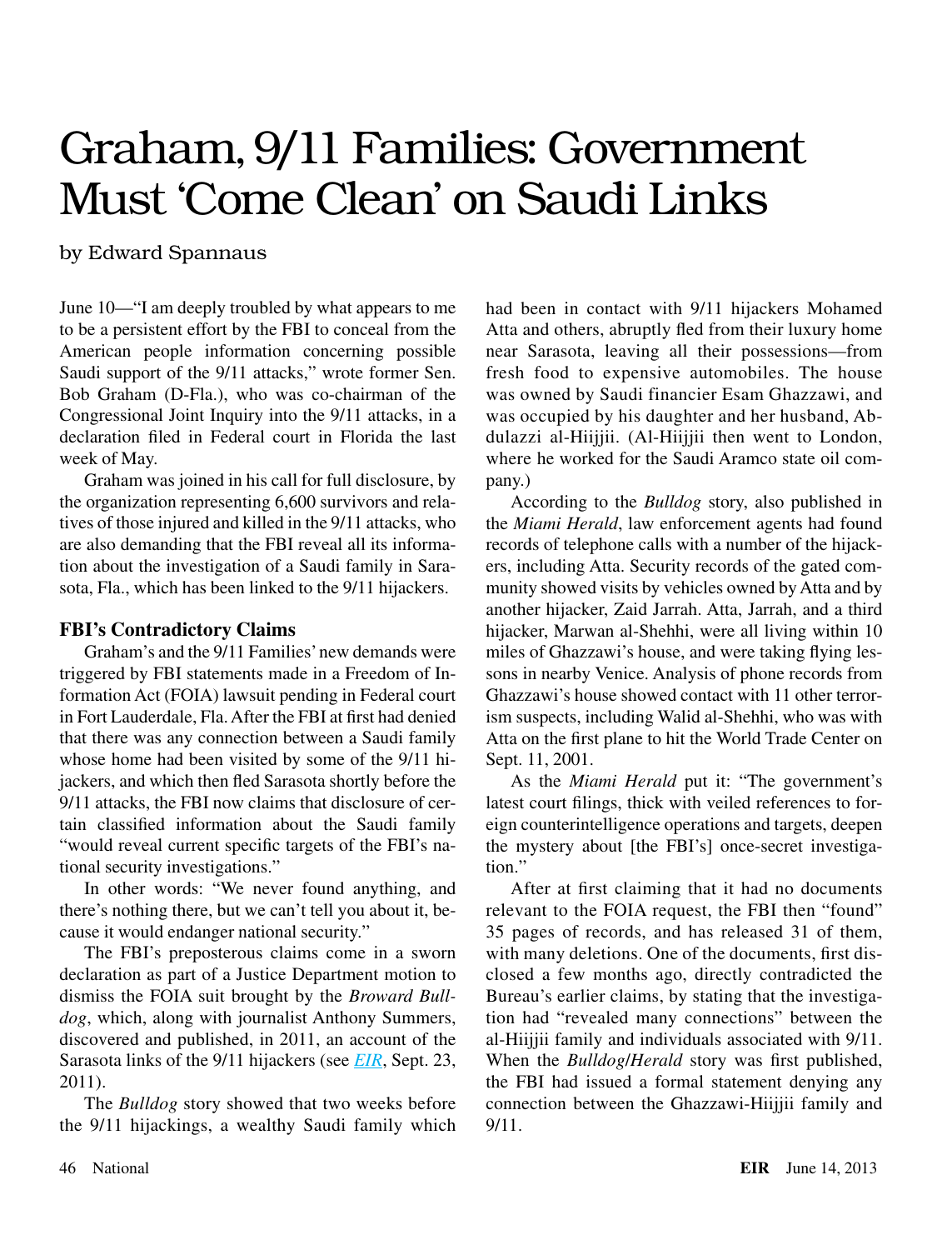# Graham, 9/11 Families: Government Must 'Come Clean' on Saudi Links

by Edward Spannaus

June 10—"I am deeply troubled by what appears to me to be a persistent effort by the FBI to conceal from the American people information concerning possible Saudi support of the 9/11 attacks," wrote former Sen. Bob Graham (D-Fla.), who was co-chairman of the Congressional Joint Inquiry into the 9/11 attacks, in a declaration filed in Federal court in Florida the last week of May.

Graham was joined in his call for full disclosure, by the organization representing 6,600 survivors and relatives of those injured and killed in the 9/11 attacks, who are also demanding that the FBI reveal all its information about the investigation of a Saudi family in Sarasota, Fla., which has been linked to the 9/11 hijackers.

### FBI's Contradictory Claims

Graham's and the 9/11 Families' new demands were triggered by FBI statements made in a Freedom of Information Act (FOIA) lawsuit pending in Federal court in Fort Lauderdale, Fla. After the FBI at first had denied that there was any connection between a Saudi family whose home had been visited by some of the 9/11 hijackers, and which then fled Sarasota shortly before the 9/11 attacks, the FBI now claims that disclosure of certain classified information about the Saudi family "would reveal current specific targets of the FBI's national security investigations."

In other words: "We never found anything, and there's nothing there, but we can't tell you about it, because it would endanger national security."

The FBI's preposterous claims come in a sworn declaration as part of a Justice Department motion to dismiss the FOIA suit brought by the *Broward Bulldog*, which, along with journalist Anthony Summers, discovered and published, in 2011, an account of the Sarasota links of the 9/11 hijackers (see *EIR*, Sept. 23, 2011).

The *Bulldog* story showed that two weeks before the 9/11 hijackings, a wealthy Saudi family which had been in contact with 9/11 hijackers Mohamed Atta and others, abruptly fled from their luxury home near Sarasota, leaving all their possessions—from fresh food to expensive automobiles. The house was owned by Saudi financier Esam Ghazzawi, and was occupied by his daughter and her husband, Abdulazzi al-Hiijjii. (Al-Hiijjii then went to London, where he worked for the Saudi Aramco state oil company.)

According to the *Bulldog* story, also published in the *Miami Herald*, law enforcement agents had found records of telephone calls with a number of the hijackers, including Atta. Security records of the gated community showed visits by vehicles owned by Atta and by another hijacker, Zaid Jarrah. Atta, Jarrah, and a third hijacker, Marwan al-Shehhi, were all living within 10 miles of Ghazzawi's house, and were taking flying lessons in nearby Venice. Analysis of phone records from Ghazzawi's house showed contact with 11 other terrorism suspects, including Walid al-Shehhi, who was with Atta on the first plane to hit the World Trade Center on Sept. 11, 2001.

As the *Miami Herald* put it: "The government's latest court filings, thick with veiled references to foreign counterintelligence operations and targets, deepen the mystery about [the FBI's] once-secret investigation."

After at first claiming that it had no documents relevant to the FOIA request, the FBI then "found" 35 pages of records, and has released 31 of them, with many deletions. One of the documents, first disclosed a few months ago, directly contradicted the Bureau's earlier claims, by stating that the investigation had "revealed many connections" between the al-Hiijjii family and individuals associated with 9/11. When the *Bulldog*/*Herald* story was first published, the FBI had issued a formal statement denying any connection between the Ghazzawi-Hiijjii family and 9/11.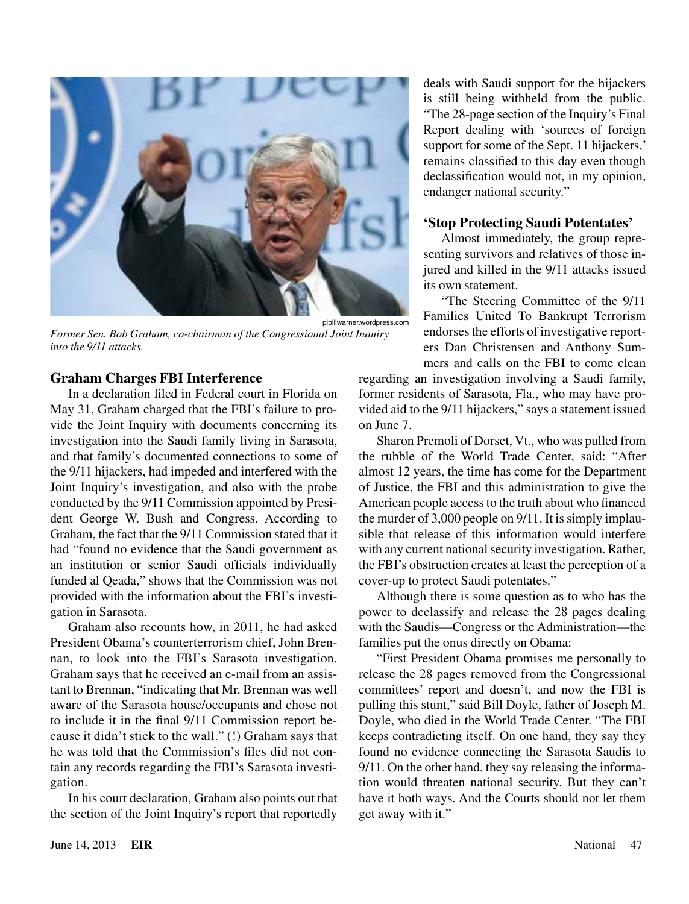pibillwarner.wordpress.com

*Former Sen. Bob Graham, co-chairman of the Congressional Joint Inauiry into the 9/11 attacks.*

## Graham Charges FBI Interference

In a declaration filed in Federal court in Florida on May 31, Graham charged that the FBI's failure to provide the Joint Inquiry with documents concerning its investigation into the Saudi family living in Sarasota, and that family's documented connections to some of the 9/11 hijackers, had impeded and interfered with the Joint Inquiry's investigation, and also with the probe conducted by the 9/11 Commission appointed by President George W. Bush and Congress. According to Graham, the fact that the 9/11 Commission stated that it had "found no evidence that the Saudi government as an institution or senior Saudi officials individually funded al Qeada," shows that the Commission was not provided with the information about the FBI's investigation in Sarasota.

Graham also recounts how, in 2011, he had asked President Obama's counterterrorism chief, John Brennan, to look into the FBI's Sarasota investigation. Graham says that he received an e-mail from an assistant to Brennan, "indicating that Mr. Brennan was well aware of the Sarasota house/occupants and chose not to include it in the final 9/11 Commission report because it didn't stick to the wall." (!) Graham says that he was told that the Commission's files did not contain any records regarding the FBI's Sarasota investigation.

In his court declaration, Graham also points out that the section of the Joint Inquiry's report that reportedly deals with Saudi support for the hijackers is still being withheld from the public. "The 28-page section of the Inquiry's Final Report dealing with 'sources of foreign support for some of the Sept. 11 hijackers,' remains classified to this day even though declassification would not, in my opinion, endanger national security."

## 'Stop Protecting Saudi Potentates'

Almost immediately, the group representing survivors and relatives of those injured and killed in the 9/11 attacks issued its own statement.

"The Steering Committee of the 9/11 Families United To Bankrupt Terrorism endorses the efforts of investigative reporters Dan Christensen and Anthony Summers and calls on the FBI to come clean regarding an investigation involving a Saudi family, former residents of Sarasota, Fla., who may have provided aid to the 9/11 hijackers," says a statement issued on June 7.

Sharon Premoli of Dorset, Vt., who was pulled from the rubble of the World Trade Center, said: "After almost 12 years, the time has come for the Department of Justice, the FBI and this administration to give the American people access to the truth about who financed the murder of 3,000 people on 9/11. It is simply implausible that release of this information would interfere with any current national security investigation. Rather, the FBI's obstruction creates at least the perception of a cover-up to protect Saudi potentates."

Although there is some question as to who has the power to declassify and release the 28 pages dealing with the Saudis—Congress or the Administration—the families put the onus directly on Obama:

"First President Obama promises me personally to release the 28 pages removed from the Congressional committees' report and doesn't, and now the FBI is pulling this stunt," said Bill Doyle, father of Joseph M. Doyle, who died in the World Trade Center. "The FBI keeps contradicting itself. On one hand, they say they found no evidence connecting the Sarasota Saudis to 9/11. On the other hand, they say releasing the information would threaten national security. But they can't have it both ways. And the Courts should not let them get away with it."